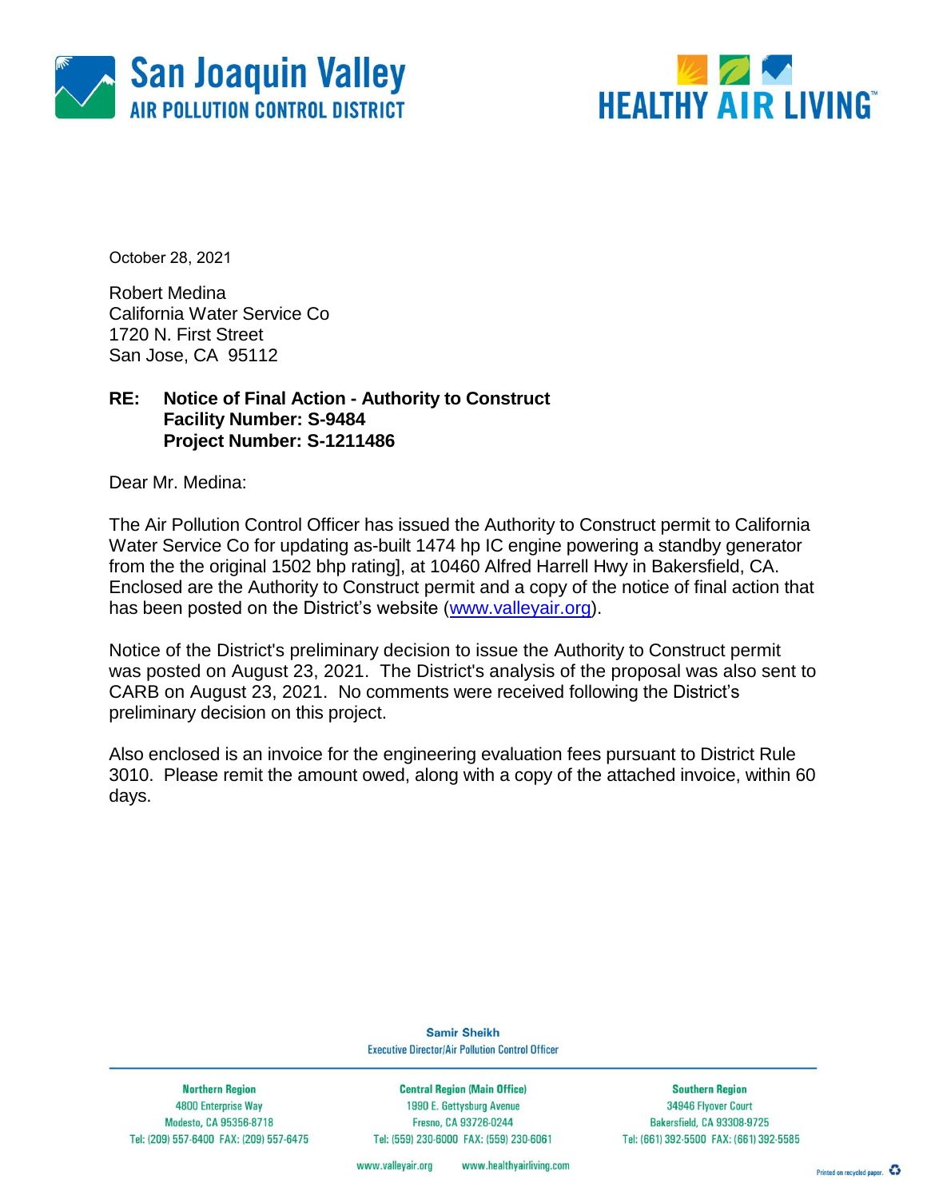San Joaquin Valley
AIR POLLUTION CONTROL DISTRICT

HEALTHY AIR LIVING™

October 28, 2021

Robert Medina
California Water Service Co
1720 N. First Street
San Jose, CA 95112

**RE: Notice of Final Action - Authority to Construct**
**Facility Number: S-9484**
**Project Number: S-1211486**

Dear Mr. Medina:

The Air Pollution Control Officer has issued the Authority to Construct permit to California Water Service Co for updating as-built 1474 hp IC engine powering a standby generator from the the original 1502 bhp rating], at 10460 Alfred Harrell Hwy in Bakersfield, CA. Enclosed are the Authority to Construct permit and a copy of the notice of final action that has been posted on the District's website (www.valleyair.org).

Notice of the District's preliminary decision to issue the Authority to Construct permit was posted on August 23, 2021. The District's analysis of the proposal was also sent to CARB on August 23, 2021. No comments were received following the District's preliminary decision on this project.

Also enclosed is an invoice for the engineering evaluation fees pursuant to District Rule 3010. Please remit the amount owed, along with a copy of the attached invoice, within 60 days.

Samir Sheikh
Executive Director/Air Pollution Control Officer

| Northern Region | Central Region (Main Office) | Southern Region |
| --- | --- | --- |
| 4800 Enterprise Way | 1990 E. Gettysburg Avenue | 34946 Flyover Court |
| Modesto, CA 95356-8718 | Fresno, CA 93726-0244 | Bakersfield, CA 93308-9725 |
| Tel: (209) 557-6400 FAX: (209) 557-6475 | Tel: (559) 230-6000 FAX: (559) 230-6061 | Tel: (661) 392-5500 FAX: (661) 392-5585 |

www.valleyair.org www.healthyairliving.com

Printed on recycled paper.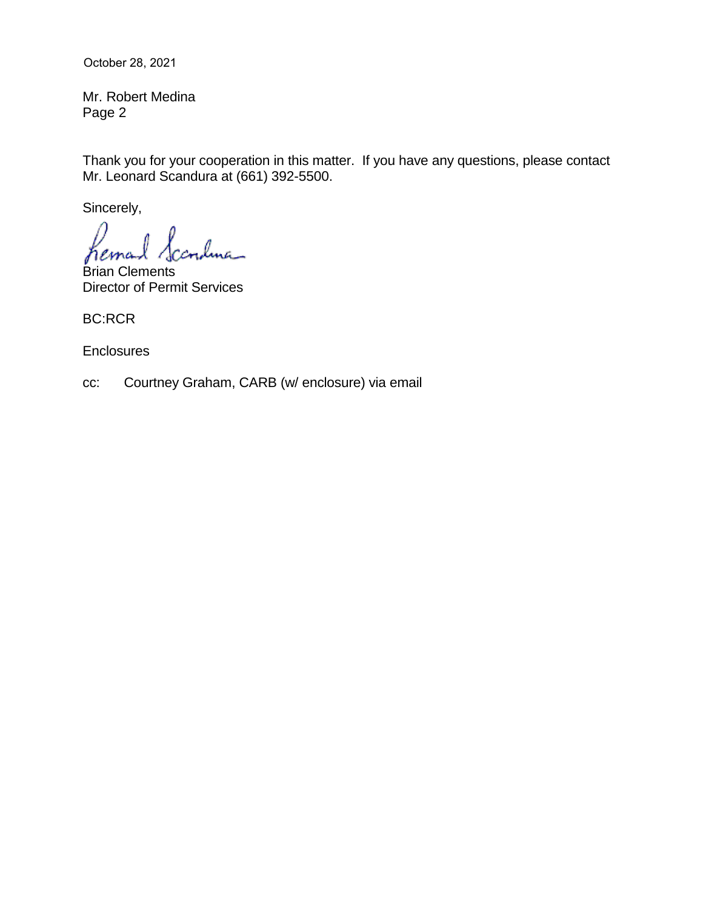October 28, 2021

Mr. Robert Medina
Page 2

Thank you for your cooperation in this matter. If you have any questions, please contact Mr. Leonard Scandura at (661) 392-5500.

Sincerely,

Brian Clements
Director of Permit Services

BC:RCR

Enclosures

cc: Courtney Graham, CARB (w/ enclosure) via email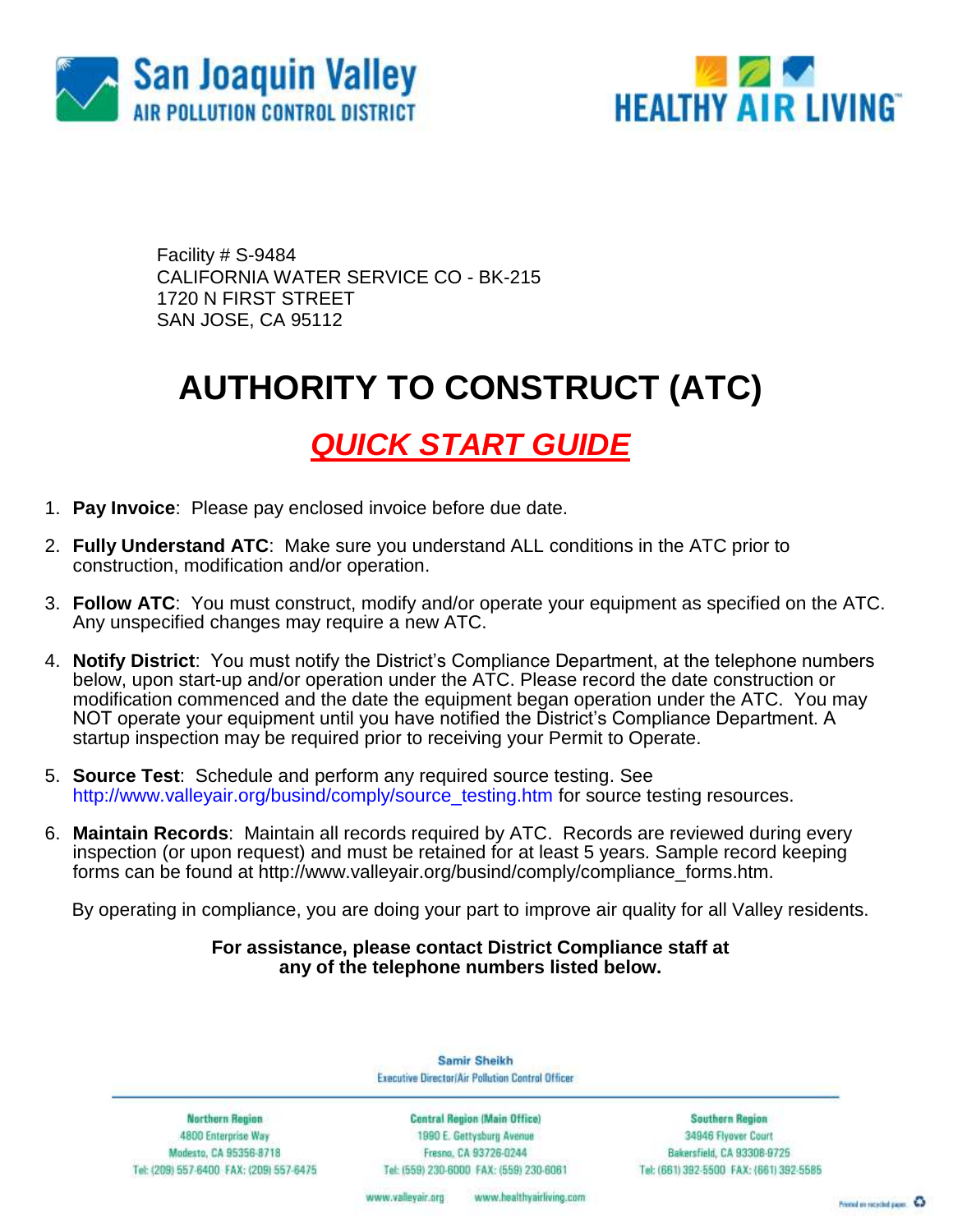San Joaquin Valley
AIR POLLUTION CONTROL DISTRICT

HEALTHY AIR LIVING™

Facility # S-9484
CALIFORNIA WATER SERVICE CO - BK-215
1720 N FIRST STREET
SAN JOSE, CA 95112

# AUTHORITY TO CONSTRUCT (ATC)

## *QUICK START GUIDE*

1. **Pay Invoice**: Please pay enclosed invoice before due date.
2. **Fully Understand ATC**: Make sure you understand ALL conditions in the ATC prior to construction, modification and/or operation.
3. **Follow ATC**: You must construct, modify and/or operate your equipment as specified on the ATC. Any unspecified changes may require a new ATC.
4. **Notify District**: You must notify the District's Compliance Department, at the telephone numbers below, upon start-up and/or operation under the ATC. Please record the date construction or modification commenced and the date the equipment began operation under the ATC. You may NOT operate your equipment until you have notified the District's Compliance Department. A startup inspection may be required prior to receiving your Permit to Operate.
5. **Source Test**: Schedule and perform any required source testing. See http://www.valleyair.org/busind/comply/source_testing.htm for source testing resources.
6. **Maintain Records**: Maintain all records required by ATC. Records are reviewed during every inspection (or upon request) and must be retained for at least 5 years. Sample record keeping forms can be found at http://www.valleyair.org/busind/comply/compliance_forms.htm.

By operating in compliance, you are doing your part to improve air quality for all Valley residents.

**For assistance, please contact District Compliance staff at any of the telephone numbers listed below.**

Samir Sheikh
Executive Director/Air Pollution Control Officer

| Northern Region | Central Region (Main Office) | Southern Region |
| --- | --- | --- |
| 4800 Enterprise Way | 1990 E. Gettysburg Avenue | 34946 Flyover Court |
| Modesto, CA 95356-8718 | Fresno, CA 93726-0244 | Bakersfield, CA 93308-9725 |
| Tel: (209) 557-6400 FAX: (209) 557-6475 | Tel: (559) 230-6000 FAX: (559) 230-6061 | Tel: (661) 392-5500 FAX: (661) 392-5585 |

www.valleyair.org www.healthyairliving.com

Printed on recycled paper.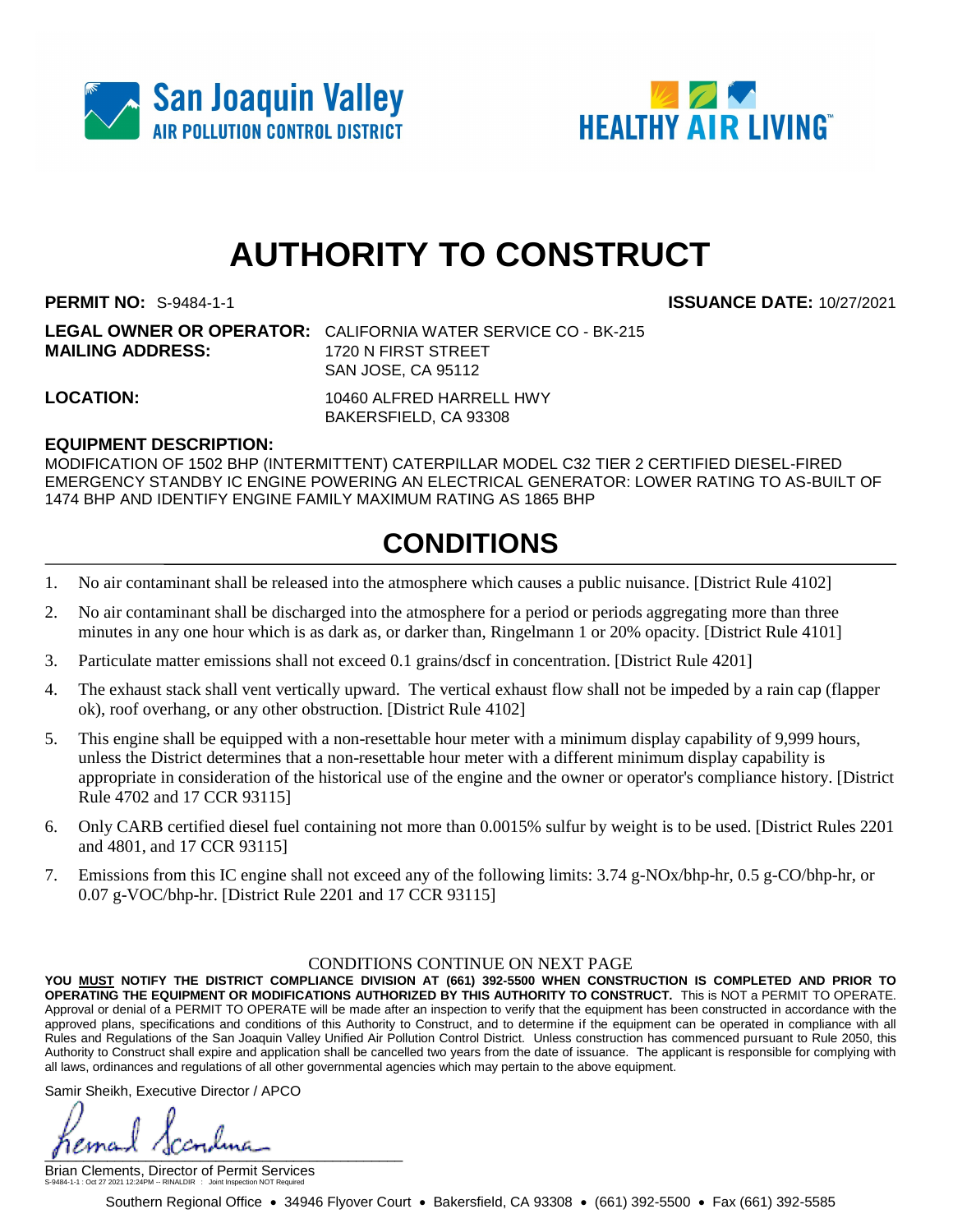San Joaquin Valley
AIR POLLUTION CONTROL DISTRICT

HEALTHY AIR LIVING™

# AUTHORITY TO CONSTRUCT

**PERMIT NO:** S-9484-1-1 **ISSUANCE DATE:** 10/27/2021

**LEGAL OWNER OR OPERATOR:** CALIFORNIA WATER SERVICE CO - BK-215
**MAILING ADDRESS:** 1720 N FIRST STREET
SAN JOSE, CA 95112

**LOCATION:** 10460 ALFRED HARRELL HWY
BAKERSFIELD, CA 93308

**EQUIPMENT DESCRIPTION:**
MODIFICATION OF 1502 BHP (INTERMITTENT) CATERPILLAR MODEL C32 TIER 2 CERTIFIED DIESEL-FIRED EMERGENCY STANDBY IC ENGINE POWERING AN ELECTRICAL GENERATOR: LOWER RATING TO AS-BUILT OF 1474 BHP AND IDENTIFY ENGINE FAMILY MAXIMUM RATING AS 1865 BHP

## CONDITIONS

1. No air contaminant shall be released into the atmosphere which causes a public nuisance. [District Rule 4102]
2. No air contaminant shall be discharged into the atmosphere for a period or periods aggregating more than three minutes in any one hour which is as dark as, or darker than, Ringelmann 1 or 20% opacity. [District Rule 4101]
3. Particulate matter emissions shall not exceed 0.1 grains/dscf in concentration. [District Rule 4201]
4. The exhaust stack shall vent vertically upward. The vertical exhaust flow shall not be impeded by a rain cap (flapper ok), roof overhang, or any other obstruction. [District Rule 4102]
5. This engine shall be equipped with a non-resettable hour meter with a minimum display capability of 9,999 hours, unless the District determines that a non-resettable hour meter with a different minimum display capability is appropriate in consideration of the historical use of the engine and the owner or operator's compliance history. [District Rule 4702 and 17 CCR 93115]
6. Only CARB certified diesel fuel containing not more than 0.0015% sulfur by weight is to be used. [District Rules 2201 and 4801, and 17 CCR 93115]
7. Emissions from this IC engine shall not exceed any of the following limits: 3.74 g-NOx/bhp-hr, 0.5 g-CO/bhp-hr, or 0.07 g-VOC/bhp-hr. [District Rule 2201 and 17 CCR 93115]

CONDITIONS CONTINUE ON NEXT PAGE

**YOU MUST NOTIFY THE DISTRICT COMPLIANCE DIVISION AT (661) 392-5500 WHEN CONSTRUCTION IS COMPLETED AND PRIOR TO OPERATING THE EQUIPMENT OR MODIFICATIONS AUTHORIZED BY THIS AUTHORITY TO CONSTRUCT.** This is NOT a PERMIT TO OPERATE. Approval or denial of a PERMIT TO OPERATE will be made after an inspection to verify that the equipment has been constructed in accordance with the approved plans, specifications and conditions of this Authority to Construct, and to determine if the equipment can be operated in compliance with all Rules and Regulations of the San Joaquin Valley Unified Air Pollution Control District. Unless construction has commenced pursuant to Rule 2050, this Authority to Construct shall expire and application shall be cancelled two years from the date of issuance. The applicant is responsible for complying with all laws, ordinances and regulations of all other governmental agencies which may pertain to the above equipment.

Samir Sheikh, Executive Director / APCO

Brian Clements, Director of Permit Services

S-9484-1-1 : Oct 27 2021 12:24PM -- RINALDIR : Joint Inspection NOT Required

Southern Regional Office • 34946 Flyover Court • Bakersfield, CA 93308 • (661) 392-5500 • Fax (661) 392-5585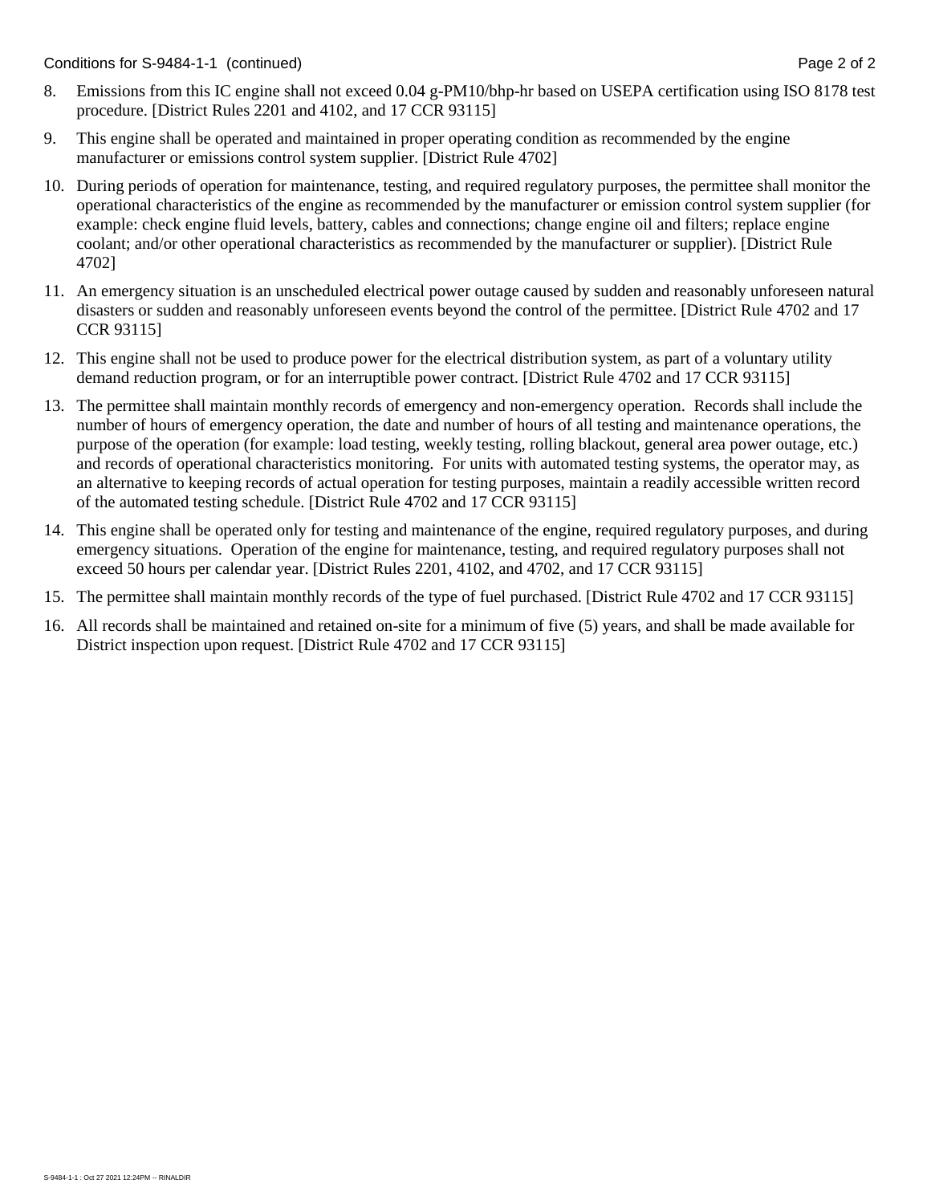8. Emissions from this IC engine shall not exceed 0.04 g-PM10/bhp-hr based on USEPA certification using ISO 8178 test procedure. [District Rules 2201 and 4102, and 17 CCR 93115]

9. This engine shall be operated and maintained in proper operating condition as recommended by the engine manufacturer or emissions control system supplier. [District Rule 4702]

10. During periods of operation for maintenance, testing, and required regulatory purposes, the permittee shall monitor the operational characteristics of the engine as recommended by the manufacturer or emission control system supplier (for example: check engine fluid levels, battery, cables and connections; change engine oil and filters; replace engine coolant; and/or other operational characteristics as recommended by the manufacturer or supplier). [District Rule 4702]

11. An emergency situation is an unscheduled electrical power outage caused by sudden and reasonably unforeseen natural disasters or sudden and reasonably unforeseen events beyond the control of the permittee. [District Rule 4702 and 17 CCR 93115]

12. This engine shall not be used to produce power for the electrical distribution system, as part of a voluntary utility demand reduction program, or for an interruptible power contract. [District Rule 4702 and 17 CCR 93115]

13. The permittee shall maintain monthly records of emergency and non-emergency operation. Records shall include the number of hours of emergency operation, the date and number of hours of all testing and maintenance operations, the purpose of the operation (for example: load testing, weekly testing, rolling blackout, general area power outage, etc.) and records of operational characteristics monitoring. For units with automated testing systems, the operator may, as an alternative to keeping records of actual operation for testing purposes, maintain a readily accessible written record of the automated testing schedule. [District Rule 4702 and 17 CCR 93115]

14. This engine shall be operated only for testing and maintenance of the engine, required regulatory purposes, and during emergency situations. Operation of the engine for maintenance, testing, and required regulatory purposes shall not exceed 50 hours per calendar year. [District Rules 2201, 4102, and 4702, and 17 CCR 93115]

15. The permittee shall maintain monthly records of the type of fuel purchased. [District Rule 4702 and 17 CCR 93115]

16. All records shall be maintained and retained on-site for a minimum of five (5) years, and shall be made available for District inspection upon request. [District Rule 4702 and 17 CCR 93115]